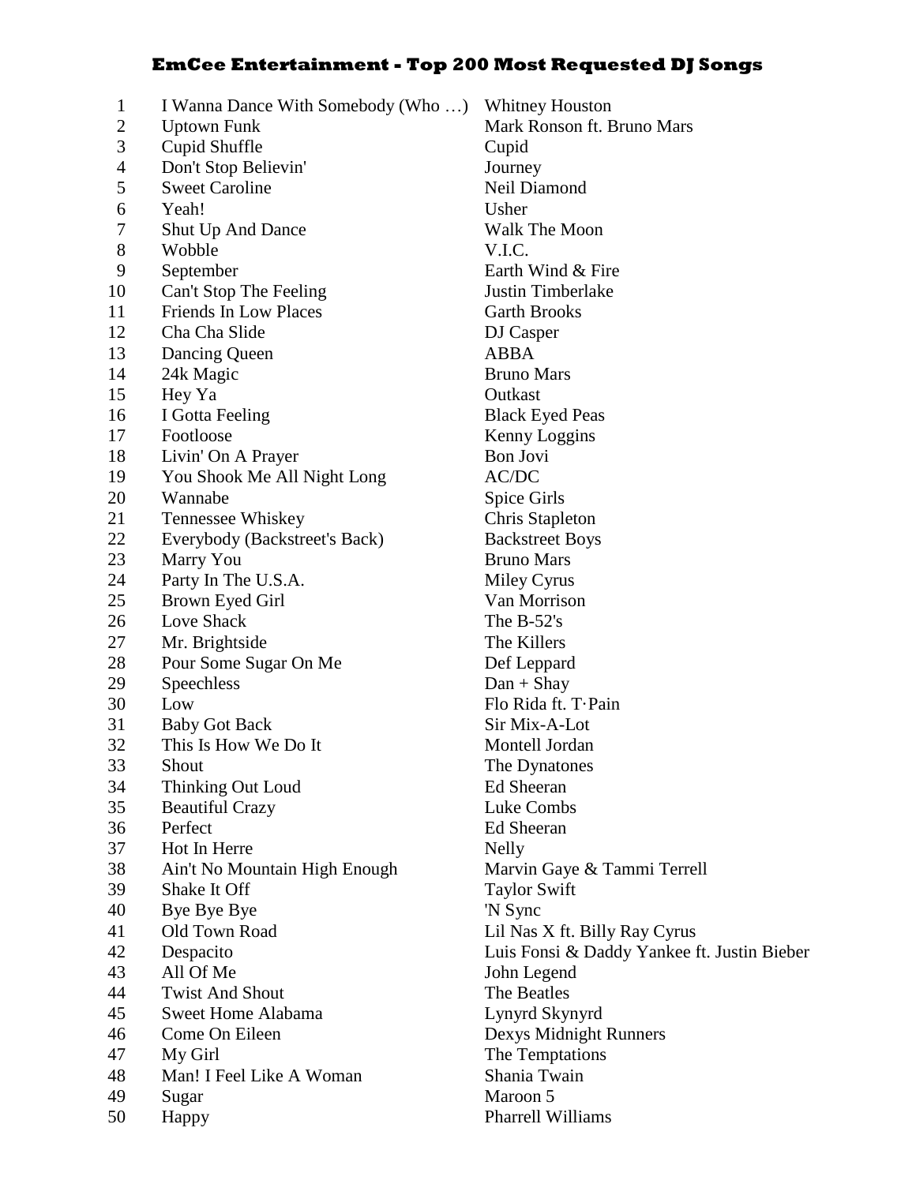# EmCee Entertainment - Top 200 Most Requested DJ Songs

| # | Song | Artist |
|---|---|---|
| 1 | I Wanna Dance With Somebody (Who …) | Whitney Houston |
| 2 | Uptown Funk | Mark Ronson ft. Bruno Mars |
| 3 | Cupid Shuffle | Cupid |
| 4 | Don't Stop Believin' | Journey |
| 5 | Sweet Caroline | Neil Diamond |
| 6 | Yeah! | Usher |
| 7 | Shut Up And Dance | Walk The Moon |
| 8 | Wobble | V.I.C. |
| 9 | September | Earth Wind & Fire |
| 10 | Can't Stop The Feeling | Justin Timberlake |
| 11 | Friends In Low Places | Garth Brooks |
| 12 | Cha Cha Slide | DJ Casper |
| 13 | Dancing Queen | ABBA |
| 14 | 24k Magic | Bruno Mars |
| 15 | Hey Ya | Outkast |
| 16 | I Gotta Feeling | Black Eyed Peas |
| 17 | Footloose | Kenny Loggins |
| 18 | Livin' On A Prayer | Bon Jovi |
| 19 | You Shook Me All Night Long | AC/DC |
| 20 | Wannabe | Spice Girls |
| 21 | Tennessee Whiskey | Chris Stapleton |
| 22 | Everybody (Backstreet's Back) | Backstreet Boys |
| 23 | Marry You | Bruno Mars |
| 24 | Party In The U.S.A. | Miley Cyrus |
| 25 | Brown Eyed Girl | Van Morrison |
| 26 | Love Shack | The B-52's |
| 27 | Mr. Brightside | The Killers |
| 28 | Pour Some Sugar On Me | Def Leppard |
| 29 | Speechless | Dan + Shay |
| 30 | Low | Flo Rida ft. T·Pain |
| 31 | Baby Got Back | Sir Mix-A-Lot |
| 32 | This Is How We Do It | Montell Jordan |
| 33 | Shout | The Dynatones |
| 34 | Thinking Out Loud | Ed Sheeran |
| 35 | Beautiful Crazy | Luke Combs |
| 36 | Perfect | Ed Sheeran |
| 37 | Hot In Herre | Nelly |
| 38 | Ain't No Mountain High Enough | Marvin Gaye & Tammi Terrell |
| 39 | Shake It Off | Taylor Swift |
| 40 | Bye Bye Bye | 'N Sync |
| 41 | Old Town Road | Lil Nas X ft. Billy Ray Cyrus |
| 42 | Despacito | Luis Fonsi & Daddy Yankee ft. Justin Bieber |
| 43 | All Of Me | John Legend |
| 44 | Twist And Shout | The Beatles |
| 45 | Sweet Home Alabama | Lynyrd Skynyrd |
| 46 | Come On Eileen | Dexys Midnight Runners |
| 47 | My Girl | The Temptations |
| 48 | Man! I Feel Like A Woman | Shania Twain |
| 49 | Sugar | Maroon 5 |
| 50 | Happy | Pharrell Williams |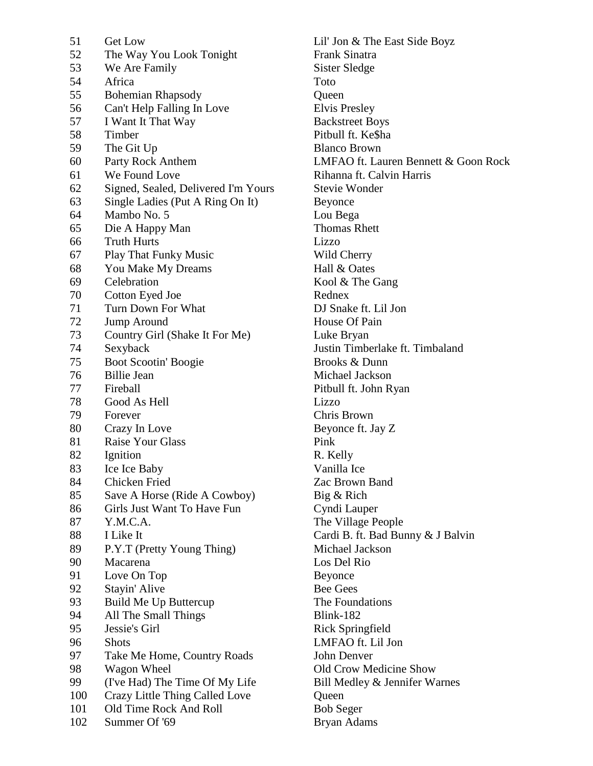| | | |
|---|---|---|
| 51 | Get Low | Lil' Jon & The East Side Boyz |
| 52 | The Way You Look Tonight | Frank Sinatra |
| 53 | We Are Family | Sister Sledge |
| 54 | Africa | Toto |
| 55 | Bohemian Rhapsody | Queen |
| 56 | Can't Help Falling In Love | Elvis Presley |
| 57 | I Want It That Way | Backstreet Boys |
| 58 | Timber | Pitbull ft. Ke$ha |
| 59 | The Git Up | Blanco Brown |
| 60 | Party Rock Anthem | LMFAO ft. Lauren Bennett & Goon Rock |
| 61 | We Found Love | Rihanna ft. Calvin Harris |
| 62 | Signed, Sealed, Delivered I'm Yours | Stevie Wonder |
| 63 | Single Ladies (Put A Ring On It) | Beyonce |
| 64 | Mambo No. 5 | Lou Bega |
| 65 | Die A Happy Man | Thomas Rhett |
| 66 | Truth Hurts | Lizzo |
| 67 | Play That Funky Music | Wild Cherry |
| 68 | You Make My Dreams | Hall & Oates |
| 69 | Celebration | Kool & The Gang |
| 70 | Cotton Eyed Joe | Rednex |
| 71 | Turn Down For What | DJ Snake ft. Lil Jon |
| 72 | Jump Around | House Of Pain |
| 73 | Country Girl (Shake It For Me) | Luke Bryan |
| 74 | Sexyback | Justin Timberlake ft. Timbaland |
| 75 | Boot Scootin' Boogie | Brooks & Dunn |
| 76 | Billie Jean | Michael Jackson |
| 77 | Fireball | Pitbull ft. John Ryan |
| 78 | Good As Hell | Lizzo |
| 79 | Forever | Chris Brown |
| 80 | Crazy In Love | Beyonce ft. Jay Z |
| 81 | Raise Your Glass | Pink |
| 82 | Ignition | R. Kelly |
| 83 | Ice Ice Baby | Vanilla Ice |
| 84 | Chicken Fried | Zac Brown Band |
| 85 | Save A Horse (Ride A Cowboy) | Big & Rich |
| 86 | Girls Just Want To Have Fun | Cyndi Lauper |
| 87 | Y.M.C.A. | The Village People |
| 88 | I Like It | Cardi B. ft. Bad Bunny & J Balvin |
| 89 | P.Y.T (Pretty Young Thing) | Michael Jackson |
| 90 | Macarena | Los Del Rio |
| 91 | Love On Top | Beyonce |
| 92 | Stayin' Alive | Bee Gees |
| 93 | Build Me Up Buttercup | The Foundations |
| 94 | All The Small Things | Blink-182 |
| 95 | Jessie's Girl | Rick Springfield |
| 96 | Shots | LMFAO ft. Lil Jon |
| 97 | Take Me Home, Country Roads | John Denver |
| 98 | Wagon Wheel | Old Crow Medicine Show |
| 99 | (I've Had) The Time Of My Life | Bill Medley & Jennifer Warnes |
| 100 | Crazy Little Thing Called Love | Queen |
| 101 | Old Time Rock And Roll | Bob Seger |
| 102 | Summer Of '69 | Bryan Adams |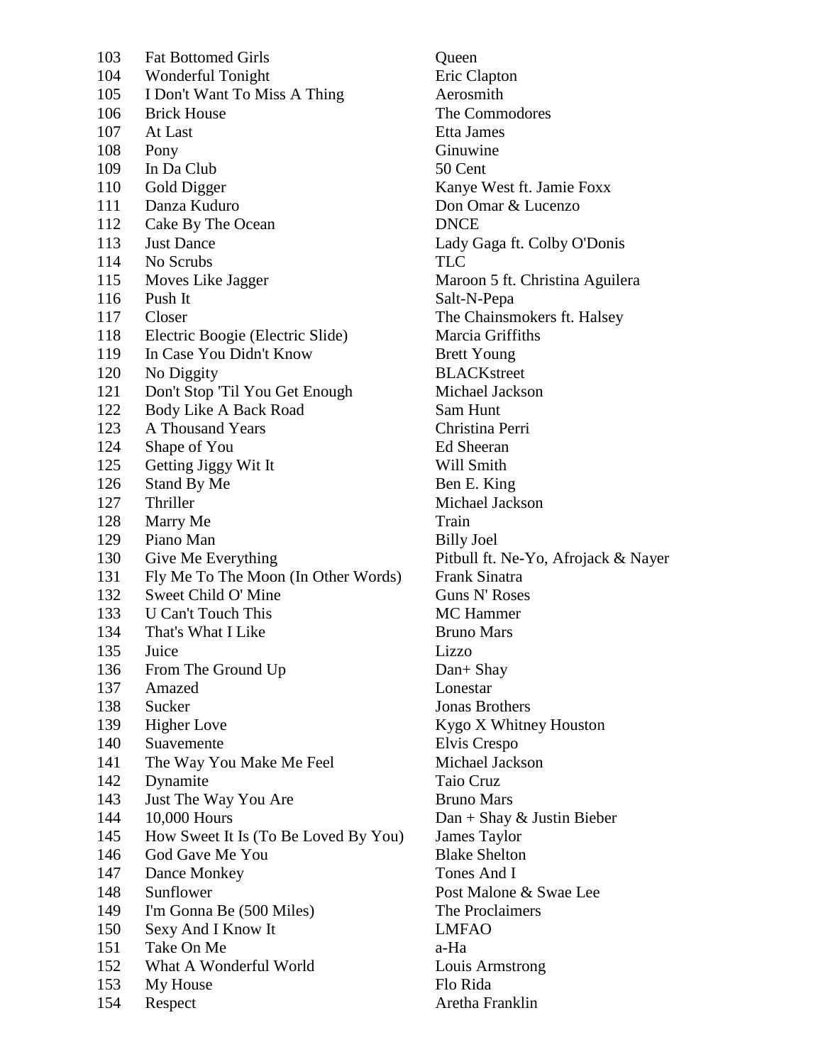| | | |
|---|---|---|
| 103 | Fat Bottomed Girls | Queen |
| 104 | Wonderful Tonight | Eric Clapton |
| 105 | I Don't Want To Miss A Thing | Aerosmith |
| 106 | Brick House | The Commodores |
| 107 | At Last | Etta James |
| 108 | Pony | Ginuwine |
| 109 | In Da Club | 50 Cent |
| 110 | Gold Digger | Kanye West ft. Jamie Foxx |
| 111 | Danza Kuduro | Don Omar & Lucenzo |
| 112 | Cake By The Ocean | DNCE |
| 113 | Just Dance | Lady Gaga ft. Colby O'Donis |
| 114 | No Scrubs | TLC |
| 115 | Moves Like Jagger | Maroon 5 ft. Christina Aguilera |
| 116 | Push It | Salt-N-Pepa |
| 117 | Closer | The Chainsmokers ft. Halsey |
| 118 | Electric Boogie (Electric Slide) | Marcia Griffiths |
| 119 | In Case You Didn't Know | Brett Young |
| 120 | No Diggity | BLACKstreet |
| 121 | Don't Stop 'Til You Get Enough | Michael Jackson |
| 122 | Body Like A Back Road | Sam Hunt |
| 123 | A Thousand Years | Christina Perri |
| 124 | Shape of You | Ed Sheeran |
| 125 | Getting Jiggy Wit It | Will Smith |
| 126 | Stand By Me | Ben E. King |
| 127 | Thriller | Michael Jackson |
| 128 | Marry Me | Train |
| 129 | Piano Man | Billy Joel |
| 130 | Give Me Everything | Pitbull ft. Ne-Yo, Afrojack & Nayer |
| 131 | Fly Me To The Moon (In Other Words) | Frank Sinatra |
| 132 | Sweet Child O' Mine | Guns N' Roses |
| 133 | U Can't Touch This | MC Hammer |
| 134 | That's What I Like | Bruno Mars |
| 135 | Juice | Lizzo |
| 136 | From The Ground Up | Dan+ Shay |
| 137 | Amazed | Lonestar |
| 138 | Sucker | Jonas Brothers |
| 139 | Higher Love | Kygo X Whitney Houston |
| 140 | Suavemente | Elvis Crespo |
| 141 | The Way You Make Me Feel | Michael Jackson |
| 142 | Dynamite | Taio Cruz |
| 143 | Just The Way You Are | Bruno Mars |
| 144 | 10,000 Hours | Dan + Shay & Justin Bieber |
| 145 | How Sweet It Is (To Be Loved By You) | James Taylor |
| 146 | God Gave Me You | Blake Shelton |
| 147 | Dance Monkey | Tones And I |
| 148 | Sunflower | Post Malone & Swae Lee |
| 149 | I'm Gonna Be (500 Miles) | The Proclaimers |
| 150 | Sexy And I Know It | LMFAO |
| 151 | Take On Me | a-Ha |
| 152 | What A Wonderful World | Louis Armstrong |
| 153 | My House | Flo Rida |
| 154 | Respect | Aretha Franklin |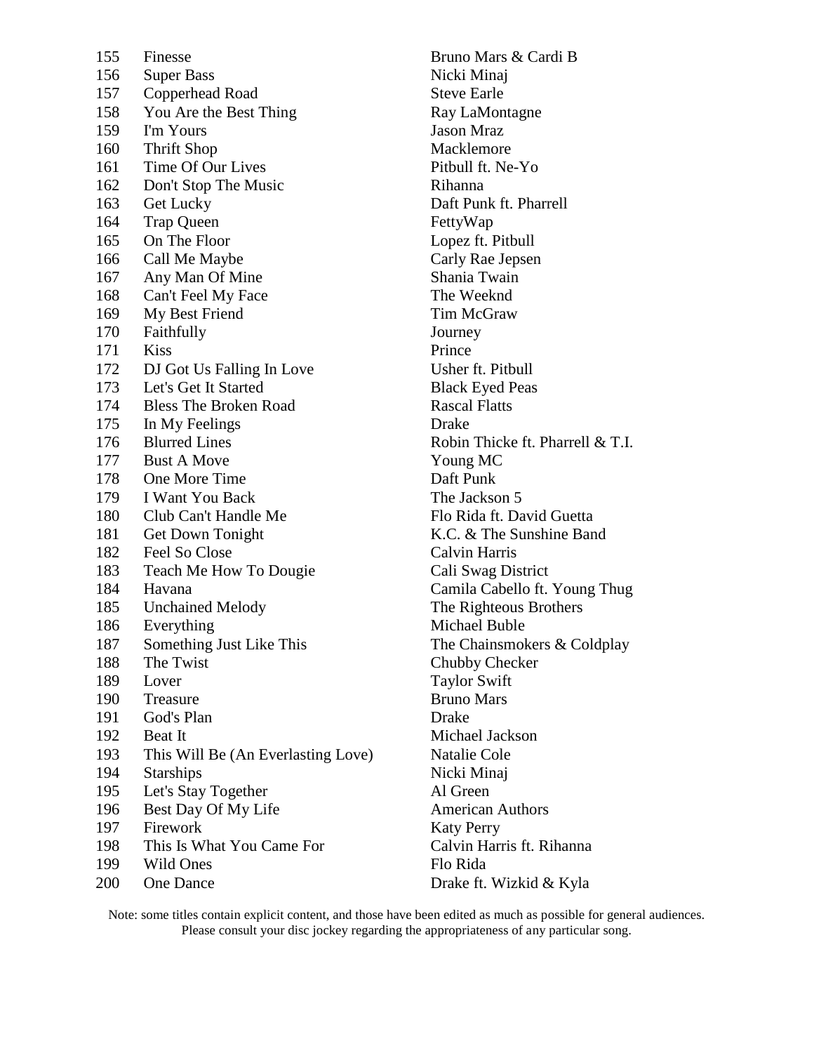| | | |
|---|---|---|
| 155 | Finesse | Bruno Mars & Cardi B |
| 156 | Super Bass | Nicki Minaj |
| 157 | Copperhead Road | Steve Earle |
| 158 | You Are the Best Thing | Ray LaMontagne |
| 159 | I'm Yours | Jason Mraz |
| 160 | Thrift Shop | Macklemore |
| 161 | Time Of Our Lives | Pitbull ft. Ne-Yo |
| 162 | Don't Stop The Music | Rihanna |
| 163 | Get Lucky | Daft Punk ft. Pharrell |
| 164 | Trap Queen | FettyWap |
| 165 | On The Floor | Lopez ft. Pitbull |
| 166 | Call Me Maybe | Carly Rae Jepsen |
| 167 | Any Man Of Mine | Shania Twain |
| 168 | Can't Feel My Face | The Weeknd |
| 169 | My Best Friend | Tim McGraw |
| 170 | Faithfully | Journey |
| 171 | Kiss | Prince |
| 172 | DJ Got Us Falling In Love | Usher ft. Pitbull |
| 173 | Let's Get It Started | Black Eyed Peas |
| 174 | Bless The Broken Road | Rascal Flatts |
| 175 | In My Feelings | Drake |
| 176 | Blurred Lines | Robin Thicke ft. Pharrell & T.I. |
| 177 | Bust A Move | Young MC |
| 178 | One More Time | Daft Punk |
| 179 | I Want You Back | The Jackson 5 |
| 180 | Club Can't Handle Me | Flo Rida ft. David Guetta |
| 181 | Get Down Tonight | K.C. & The Sunshine Band |
| 182 | Feel So Close | Calvin Harris |
| 183 | Teach Me How To Dougie | Cali Swag District |
| 184 | Havana | Camila Cabello ft. Young Thug |
| 185 | Unchained Melody | The Righteous Brothers |
| 186 | Everything | Michael Buble |
| 187 | Something Just Like This | The Chainsmokers & Coldplay |
| 188 | The Twist | Chubby Checker |
| 189 | Lover | Taylor Swift |
| 190 | Treasure | Bruno Mars |
| 191 | God's Plan | Drake |
| 192 | Beat It | Michael Jackson |
| 193 | This Will Be (An Everlasting Love) | Natalie Cole |
| 194 | Starships | Nicki Minaj |
| 195 | Let's Stay Together | Al Green |
| 196 | Best Day Of My Life | American Authors |
| 197 | Firework | Katy Perry |
| 198 | This Is What You Came For | Calvin Harris ft. Rihanna |
| 199 | Wild Ones | Flo Rida |
| 200 | One Dance | Drake ft. Wizkid & Kyla |

Note: some titles contain explicit content, and those have been edited as much as possible for general audiences. Please consult your disc jockey regarding the appropriateness of any particular song.